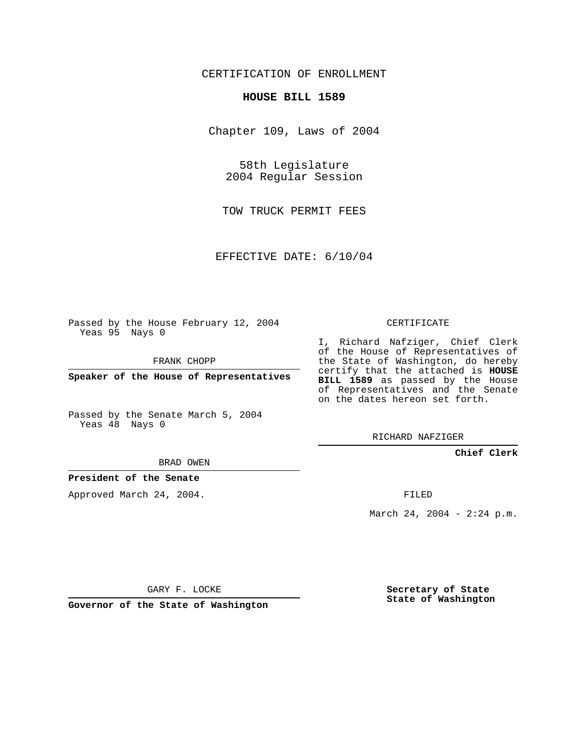CERTIFICATION OF ENROLLMENT

**HOUSE BILL 1589**

Chapter 109, Laws of 2004

58th Legislature
2004 Regular Session

TOW TRUCK PERMIT FEES

EFFECTIVE DATE: 6/10/04

Passed by the House February 12, 2004
Yeas 95 Nays 0

FRANK CHOPP

**Speaker of the House of Representatives**

Passed by the Senate March 5, 2004
Yeas 48 Nays 0

BRAD OWEN

**President of the Senate**

Approved March 24, 2004.

GARY F. LOCKE

**Governor of the State of Washington**

CERTIFICATE

I, Richard Nafziger, Chief Clerk of the House of Representatives of the State of Washington, do hereby certify that the attached is **HOUSE BILL 1589** as passed by the House of Representatives and the Senate on the dates hereon set forth.

RICHARD NAFZIGER

**Chief Clerk**

FILED

March 24, 2004 - 2:24 p.m.

**Secretary of State**
**State of Washington**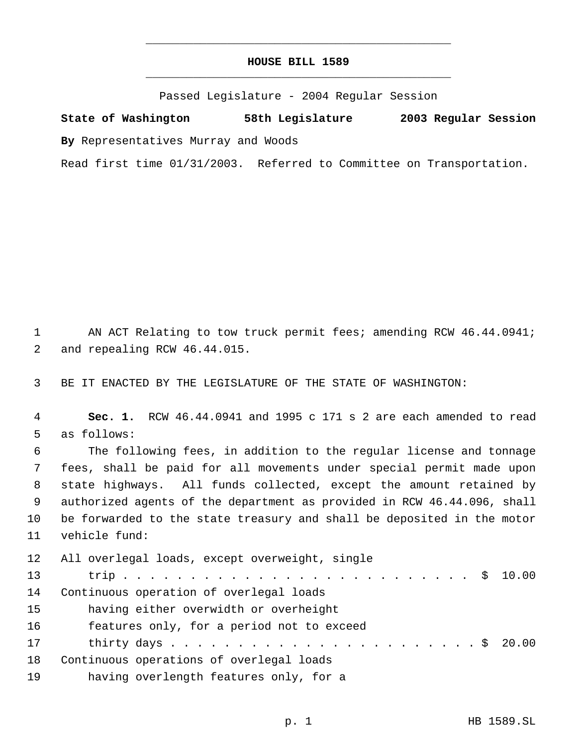# HOUSE BILL 1589

Passed Legislature - 2004 Regular Session

**State of Washington 58th Legislature 2003 Regular Session**

**By** Representatives Murray and Woods

Read first time 01/31/2003. Referred to Committee on Transportation.

AN ACT Relating to tow truck permit fees; amending RCW 46.44.0941; and repealing RCW 46.44.015.

BE IT ENACTED BY THE LEGISLATURE OF THE STATE OF WASHINGTON:

**Sec. 1.** RCW 46.44.0941 and 1995 c 171 s 2 are each amended to read as follows:

The following fees, in addition to the regular license and tonnage fees, shall be paid for all movements under special permit made upon state highways. All funds collected, except the amount retained by authorized agents of the department as provided in RCW 46.44.096, shall be forwarded to the state treasury and shall be deposited in the motor vehicle fund:

All overlegal loads, except overweight, single trip . . . . . . . . . . . . . . . . . . . . . . . . . . . $ 10.00

Continuous operation of overlegal loads having either overwidth or overheight features only, for a period not to exceed thirty days . . . . . . . . . . . . . . . . . . . . . . . . $ 20.00

Continuous operations of overlegal loads having overlength features only, for a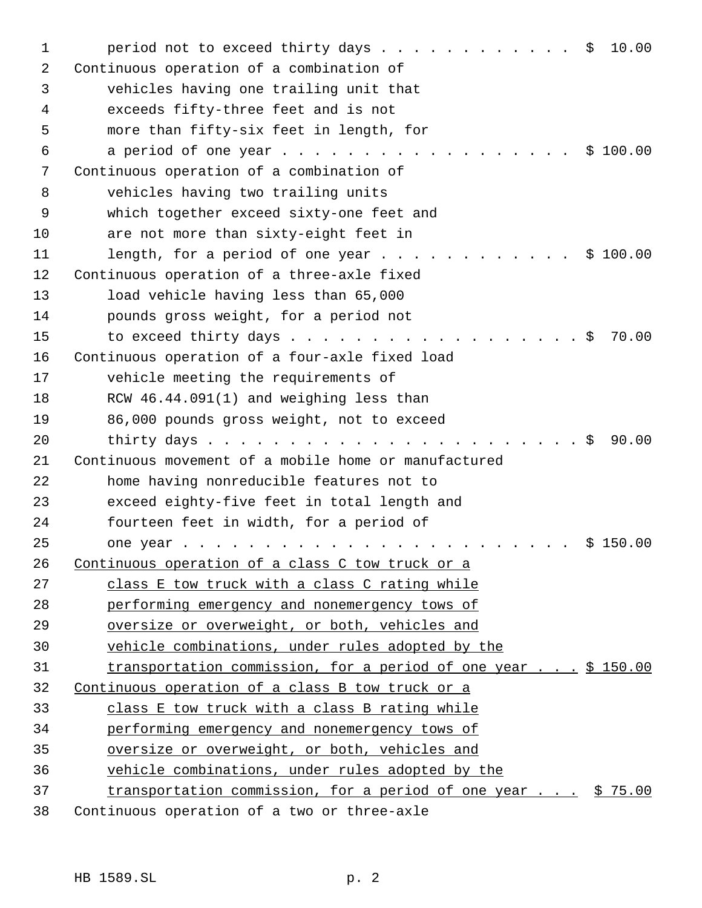period not to exceed thirty days . . . . . . . . . . . . $ 10.00

Continuous operation of a combination of vehicles having one trailing unit that exceeds fifty-three feet and is not more than fifty-six feet in length, for a period of one year . . . . . . . . . . . . . . . . . . $ 100.00

Continuous operation of a combination of vehicles having two trailing units which together exceed sixty-one feet and are not more than sixty-eight feet in length, for a period of one year . . . . . . . . . . . . $ 100.00

Continuous operation of a three-axle fixed load vehicle having less than 65,000 pounds gross weight, for a period not to exceed thirty days . . . . . . . . . . . . . . . . . . . $ 70.00

Continuous operation of a four-axle fixed load vehicle meeting the requirements of RCW 46.44.091(1) and weighing less than 86,000 pounds gross weight, not to exceed thirty days . . . . . . . . . . . . . . . . . . . . . . . . $ 90.00

Continuous movement of a mobile home or manufactured home having nonreducible features not to exceed eighty-five feet in total length and fourteen feet in width, for a period of one year . . . . . . . . . . . . . . . . . . . . . . . . $ 150.00

<u>Continuous operation of a class C tow truck or a class E tow truck with a class C rating while performing emergency and nonemergency tows of oversize or overweight, or both, vehicles and vehicle combinations, under rules adopted by the transportation commission, for a period of one year . . . $ 150.00</u>

<u>Continuous operation of a class B tow truck or a class E tow truck with a class B rating while performing emergency and nonemergency tows of oversize or overweight, or both, vehicles and vehicle combinations, under rules adopted by the transportation commission, for a period of one year . . . $ 75.00</u>

Continuous operation of a two or three-axle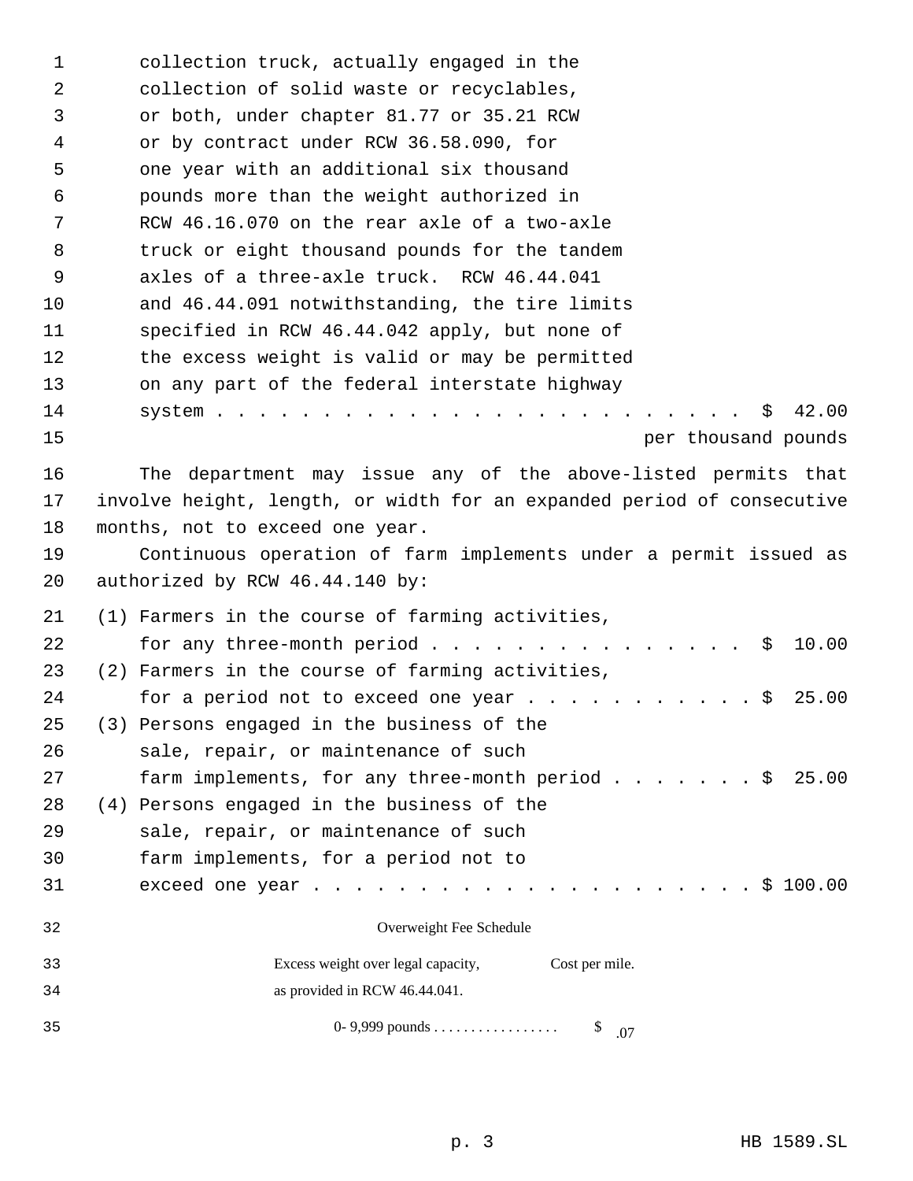collection truck, actually engaged in the collection of solid waste or recyclables, or both, under chapter 81.77 or 35.21 RCW or by contract under RCW 36.58.090, for one year with an additional six thousand pounds more than the weight authorized in RCW 46.16.070 on the rear axle of a two-axle truck or eight thousand pounds for the tandem axles of a three-axle truck. RCW 46.44.041 and 46.44.091 notwithstanding, the tire limits specified in RCW 46.44.042 apply, but none of the excess weight is valid or may be permitted on any part of the federal interstate highway system . . . . . . . . . . . . . . . . . . . . . . . . . . $ 42.00 per thousand pounds

The department may issue any of the above-listed permits that involve height, length, or width for an expanded period of consecutive months, not to exceed one year.

Continuous operation of farm implements under a permit issued as authorized by RCW 46.44.140 by:

(1) Farmers in the course of farming activities, for any three-month period . . . . . . . . . . . . . . . $ 10.00

(2) Farmers in the course of farming activities, for a period not to exceed one year . . . . . . . . . . . $ 25.00

(3) Persons engaged in the business of the sale, repair, or maintenance of such farm implements, for any three-month period . . . . . . . $ 25.00

(4) Persons engaged in the business of the sale, repair, or maintenance of such farm implements, for a period not to exceed one year . . . . . . . . . . . . . . . . . . . . . . $ 100.00

Overweight Fee Schedule

| Excess weight over legal capacity, as provided in RCW 46.44.041. | Cost per mile. |
|---|---|
| 0- 9,999 pounds . . . . . . . . . . . . . . . . . | $ .07 |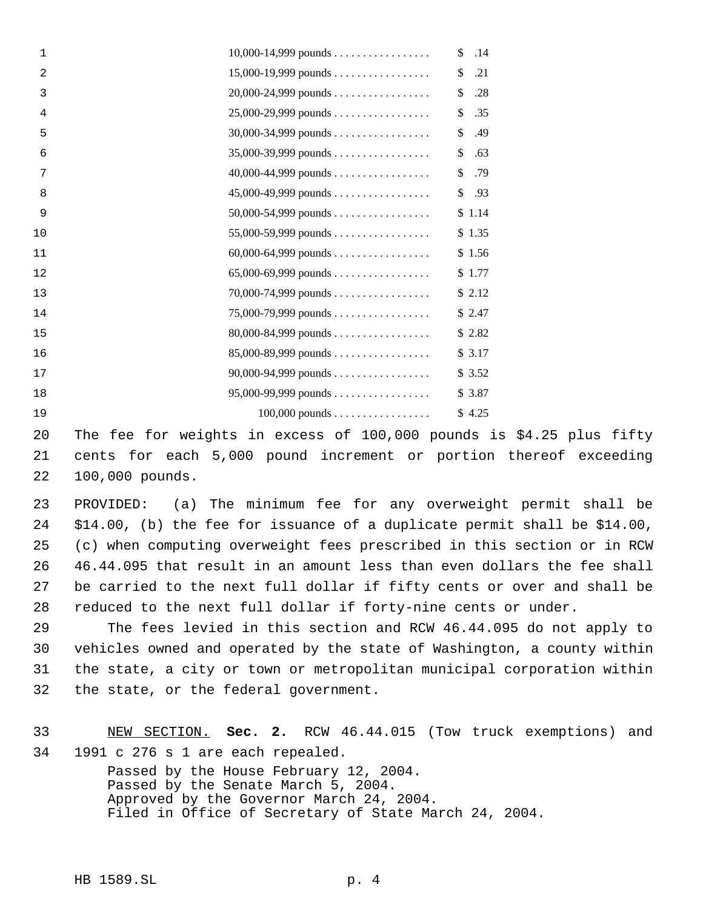| | |
|---|---|
| 10,000-14,999 pounds | $ .14 |
| 15,000-19,999 pounds | $ .21 |
| 20,000-24,999 pounds | $ .28 |
| 25,000-29,999 pounds | $ .35 |
| 30,000-34,999 pounds | $ .49 |
| 35,000-39,999 pounds | $ .63 |
| 40,000-44,999 pounds | $ .79 |
| 45,000-49,999 pounds | $ .93 |
| 50,000-54,999 pounds | $ 1.14 |
| 55,000-59,999 pounds | $ 1.35 |
| 60,000-64,999 pounds | $ 1.56 |
| 65,000-69,999 pounds | $ 1.77 |
| 70,000-74,999 pounds | $ 2.12 |
| 75,000-79,999 pounds | $ 2.47 |
| 80,000-84,999 pounds | $ 2.82 |
| 85,000-89,999 pounds | $ 3.17 |
| 90,000-94,999 pounds | $ 3.52 |
| 95,000-99,999 pounds | $ 3.87 |
| 100,000 pounds | $ 4.25 |

The fee for weights in excess of 100,000 pounds is $4.25 plus fifty cents for each 5,000 pound increment or portion thereof exceeding 100,000 pounds.

PROVIDED: (a) The minimum fee for any overweight permit shall be $14.00, (b) the fee for issuance of a duplicate permit shall be $14.00, (c) when computing overweight fees prescribed in this section or in RCW 46.44.095 that result in an amount less than even dollars the fee shall be carried to the next full dollar if fifty cents or over and shall be reduced to the next full dollar if forty-nine cents or under.

The fees levied in this section and RCW 46.44.095 do not apply to vehicles owned and operated by the state of Washington, a county within the state, a city or town or metropolitan municipal corporation within the state, or the federal government.

NEW SECTION. **Sec. 2.** RCW 46.44.015 (Tow truck exemptions) and 1991 c 276 s 1 are each repealed.

Passed by the House February 12, 2004.
Passed by the Senate March 5, 2004.
Approved by the Governor March 24, 2004.
Filed in Office of Secretary of State March 24, 2004.